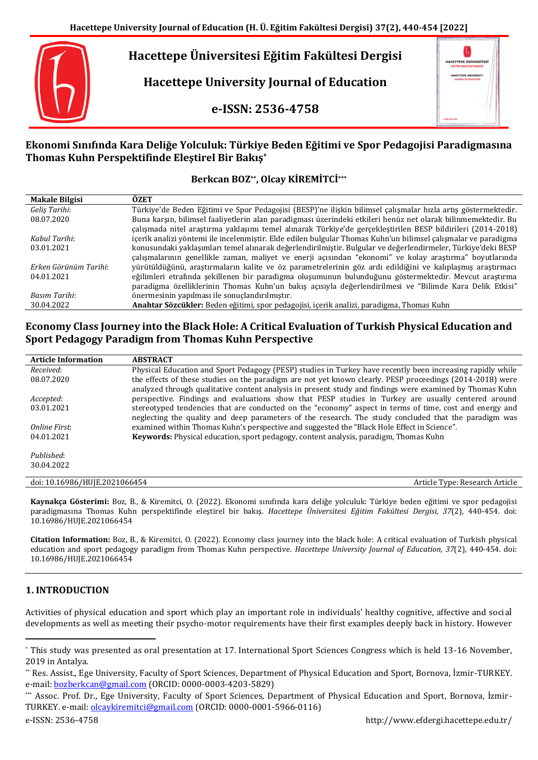# Hacettepe Üniversitesi Eğitim Fakültesi Dergisi

# Hacettepe University Journal of Education

# e-ISSN: 2536-4758

## Ekonomi Sınıfında Kara Deliğe Yolculuk: Türkiye Beden Eğitimi ve Spor Pedagojisi Paradigmasına Thomas Kuhn Perspektifinde Eleştirel Bir Bakış[*]

**Berkcan BOZ[**], Olcay KİREMİTCİ[***]**

| Makale Bilgisi | ÖZET |
|---|---|
| *Geliş Tarihi*: 08.07.2020 <br> *Kabul Tarihi*: 03.01.2021 <br> *Erken Görünüm Tarihi*: 04.01.2021 <br> *Basım Tarihi*: 30.04.2022 | Türkiye'de Beden Eğitimi ve Spor Pedagojisi (BESP)'ne ilişkin bilimsel çalışmalar hızla artış göstermektedir. Buna karşın, bilimsel faaliyetlerin alan paradigması üzerindeki etkileri henüz net olarak bilinmemektedir. Bu çalışmada nitel araştırma yaklaşımı temel alınarak Türkiye'de gerçekleştirilen BESP bildirileri (2014-2018) içerik analizi yöntemi ile incelenmiştir. Elde edilen bulgular Thomas Kuhn'un bilimsel çalışmalar ve paradigma konusundaki yaklaşımları temel alınarak değerlendirilmiştir. Bulgular ve değerlendirmeler, Türkiye'deki BESP çalışmalarının genellikle zaman, maliyet ve enerji açısından "ekonomi" ve kolay araştırma" boyutlarında yürütüldüğünü, araştırmaların kalite ve öz parametrelerinin göz ardı edildiğini ve kalıplaşmış araştırmacı eğilimleri etrafında şekillenen bir paradigma oluşumunun bulunduğunu göstermektedir. Mevcut araştırma paradigma özelliklerinin Thomas Kuhn'un bakış açısıyla değerlendirilmesi ve "Bilimde Kara Delik Etkisi" önermesinin yapılması ile sonuçlandırılmıştır. <br> **Anahtar Sözcükler:** Beden eğitimi, spor pedagojisi, içerik analizi, paradigma, Thomas Kuhn |

## Economy Class Journey into the Black Hole: A Critical Evaluation of Turkish Physical Education and Sport Pedagogy Paradigm from Thomas Kuhn Perspective

| Article Information | ABSTRACT |
|---|---|
| *Received*: 08.07.2020 <br> *Accepted*: 03.01.2021 <br> *Online First*: 04.01.2021 <br> *Published*: 30.04.2022 | Physical Education and Sport Pedagogy (PESP) studies in Turkey have recently been increasing rapidly while the effects of these studies on the paradigm are not yet known clearly. PESP proceedings (2014-2018) were analyzed through qualitative content analysis in present study and findings were examined by Thomas Kuhn perspective. Findings and evaluations show that PESP studies in Turkey are usually centered around stereotyped tendencies that are conducted on the "economy" aspect in terms of time, cost and energy and neglecting the quality and deep parameters of the research. The study concluded that the paradigm was examined within Thomas Kuhn's perspective and suggested the "Black Hole Effect in Science". <br> **Keywords:** Physical education, sport pedagogy, content analysis, paradigm, Thomas Kuhn |

doi: 10.16986/HUJE.2021066454 — Article Type: Research Article

**Kaynakça Gösterimi:** Boz, B., & Kiremitci, O. (2022). Ekonomi sınıfında kara deliğe yolculuk: Türkiye beden eğitimi ve spor pedagojisi paradigmasına Thomas Kuhn perspektifinde eleştirel bir bakış. *Hacettepe Üniversitesi Eğitim Fakültesi Dergisi, 37*(2), 440-454. doi: 10.16986/HUJE.2021066454

**Citation Information:** Boz, B., & Kiremitci, O. (2022). Economy class journey into the black hole: A critical evaluation of Turkish physical education and sport pedagogy paradigm from Thomas Kuhn perspective. *Hacettepe University Journal of Education, 37*(2), 440-454. doi: 10.16986/HUJE.2021066454

## 1. INTRODUCTION

Activities of physical education and sport which play an important role in individuals' healthy cognitive, affective and social developments as well as meeting their psycho-motor requirements have their first examples deeply back in history. However

---

[*] This study was presented as oral presentation at 17. International Sport Sciences Congress which is held 13-16 November, 2019 in Antalya.

[**] Res. Assist., Ege University, Faculty of Sport Sciences, Department of Physical Education and Sport, Bornova, İzmir-TURKEY. e-mail: bozberkcan@gmail.com (ORCID: 0000-0003-4203-5829)

[***] Assoc. Prof. Dr., Ege University, Faculty of Sport Sciences, Department of Physical Education and Sport, Bornova, İzmir-TURKEY. e-mail: olcaykiremitci@gmail.com (ORCID: 0000-0001-5966-0116)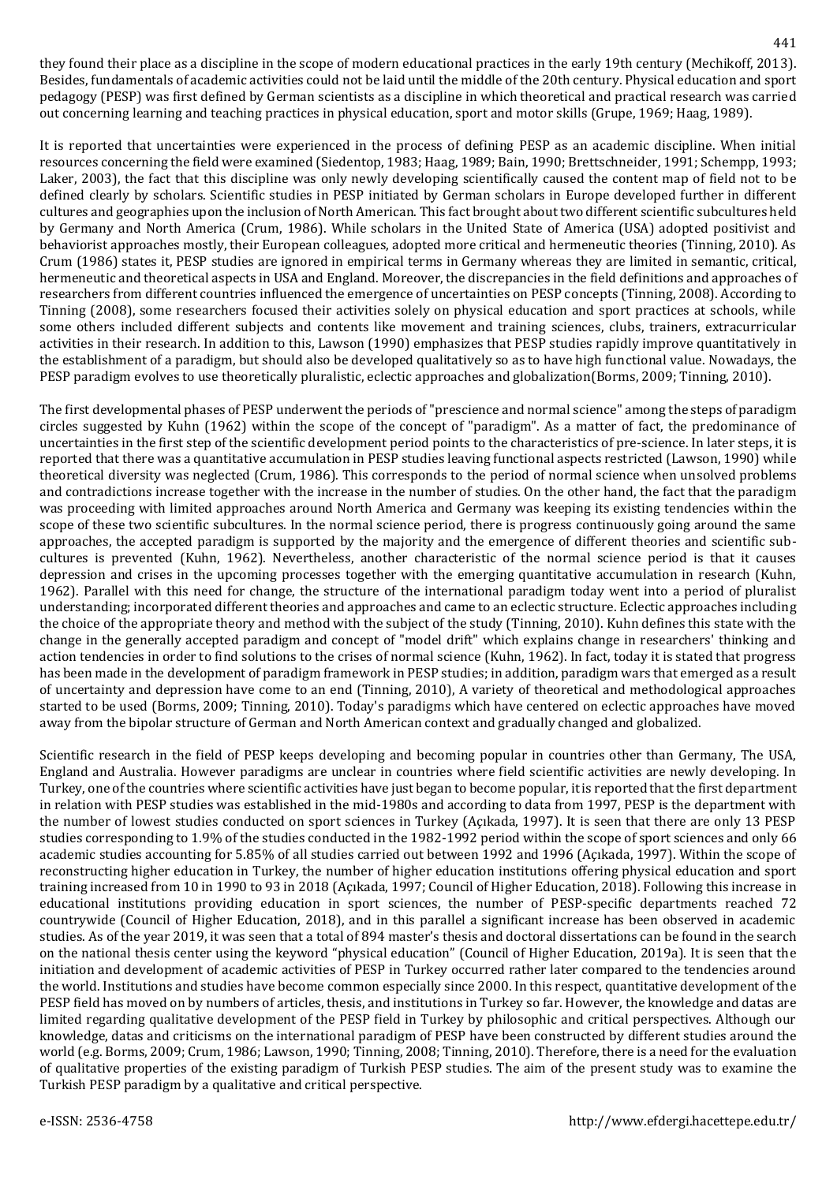they found their place as a discipline in the scope of modern educational practices in the early 19th century (Mechikoff, 2013). Besides, fundamentals of academic activities could not be laid until the middle of the 20th century. Physical education and sport pedagogy (PESP) was first defined by German scientists as a discipline in which theoretical and practical research was carried out concerning learning and teaching practices in physical education, sport and motor skills (Grupe, 1969; Haag, 1989).

It is reported that uncertainties were experienced in the process of defining PESP as an academic discipline. When initial resources concerning the field were examined (Siedentop, 1983; Haag, 1989; Bain, 1990; Brettschneider, 1991; Schempp, 1993; Laker, 2003), the fact that this discipline was only newly developing scientifically caused the content map of field not to be defined clearly by scholars. Scientific studies in PESP initiated by German scholars in Europe developed further in different cultures and geographies upon the inclusion of North American. This fact brought about two different scientific subcultures held by Germany and North America (Crum, 1986). While scholars in the United State of America (USA) adopted positivist and behaviorist approaches mostly, their European colleagues, adopted more critical and hermeneutic theories (Tinning, 2010). As Crum (1986) states it, PESP studies are ignored in empirical terms in Germany whereas they are limited in semantic, critical, hermeneutic and theoretical aspects in USA and England. Moreover, the discrepancies in the field definitions and approaches of researchers from different countries influenced the emergence of uncertainties on PESP concepts (Tinning, 2008). According to Tinning (2008), some researchers focused their activities solely on physical education and sport practices at schools, while some others included different subjects and contents like movement and training sciences, clubs, trainers, extracurricular activities in their research. In addition to this, Lawson (1990) emphasizes that PESP studies rapidly improve quantitatively in the establishment of a paradigm, but should also be developed qualitatively so as to have high functional value. Nowadays, the PESP paradigm evolves to use theoretically pluralistic, eclectic approaches and globalization(Borms, 2009; Tinning, 2010).

The first developmental phases of PESP underwent the periods of "prescience and normal science" among the steps of paradigm circles suggested by Kuhn (1962) within the scope of the concept of "paradigm". As a matter of fact, the predominance of uncertainties in the first step of the scientific development period points to the characteristics of pre-science. In later steps, it is reported that there was a quantitative accumulation in PESP studies leaving functional aspects restricted (Lawson, 1990) while theoretical diversity was neglected (Crum, 1986). This corresponds to the period of normal science when unsolved problems and contradictions increase together with the increase in the number of studies. On the other hand, the fact that the paradigm was proceeding with limited approaches around North America and Germany was keeping its existing tendencies within the scope of these two scientific subcultures. In the normal science period, there is progress continuously going around the same approaches, the accepted paradigm is supported by the majority and the emergence of different theories and scientific subcultures is prevented (Kuhn, 1962). Nevertheless, another characteristic of the normal science period is that it causes depression and crises in the upcoming processes together with the emerging quantitative accumulation in research (Kuhn, 1962). Parallel with this need for change, the structure of the international paradigm today went into a period of pluralist understanding; incorporated different theories and approaches and came to an eclectic structure. Eclectic approaches including the choice of the appropriate theory and method with the subject of the study (Tinning, 2010). Kuhn defines this state with the change in the generally accepted paradigm and concept of "model drift" which explains change in researchers' thinking and action tendencies in order to find solutions to the crises of normal science (Kuhn, 1962). In fact, today it is stated that progress has been made in the development of paradigm framework in PESP studies; in addition, paradigm wars that emerged as a result of uncertainty and depression have come to an end (Tinning, 2010), A variety of theoretical and methodological approaches started to be used (Borms, 2009; Tinning, 2010). Today's paradigms which have centered on eclectic approaches have moved away from the bipolar structure of German and North American context and gradually changed and globalized.

Scientific research in the field of PESP keeps developing and becoming popular in countries other than Germany, The USA, England and Australia. However paradigms are unclear in countries where field scientific activities are newly developing. In Turkey, one of the countries where scientific activities have just began to become popular, it is reported that the first department in relation with PESP studies was established in the mid-1980s and according to data from 1997, PESP is the department with the number of lowest studies conducted on sport sciences in Turkey (Açıkada, 1997). It is seen that there are only 13 PESP studies corresponding to 1.9% of the studies conducted in the 1982-1992 period within the scope of sport sciences and only 66 academic studies accounting for 5.85% of all studies carried out between 1992 and 1996 (Açıkada, 1997). Within the scope of reconstructing higher education in Turkey, the number of higher education institutions offering physical education and sport training increased from 10 in 1990 to 93 in 2018 (Açıkada, 1997; Council of Higher Education, 2018). Following this increase in educational institutions providing education in sport sciences, the number of PESP-specific departments reached 72 countrywide (Council of Higher Education, 2018), and in this parallel a significant increase has been observed in academic studies. As of the year 2019, it was seen that a total of 894 master's thesis and doctoral dissertations can be found in the search on the national thesis center using the keyword "physical education" (Council of Higher Education, 2019a). It is seen that the initiation and development of academic activities of PESP in Turkey occurred rather later compared to the tendencies around the world. Institutions and studies have become common especially since 2000. In this respect, quantitative development of the PESP field has moved on by numbers of articles, thesis, and institutions in Turkey so far. However, the knowledge and datas are limited regarding qualitative development of the PESP field in Turkey by philosophic and critical perspectives. Although our knowledge, datas and criticisms on the international paradigm of PESP have been constructed by different studies around the world (e.g. Borms, 2009; Crum, 1986; Lawson, 1990; Tinning, 2008; Tinning, 2010). Therefore, there is a need for the evaluation of qualitative properties of the existing paradigm of Turkish PESP studies. The aim of the present study was to examine the Turkish PESP paradigm by a qualitative and critical perspective.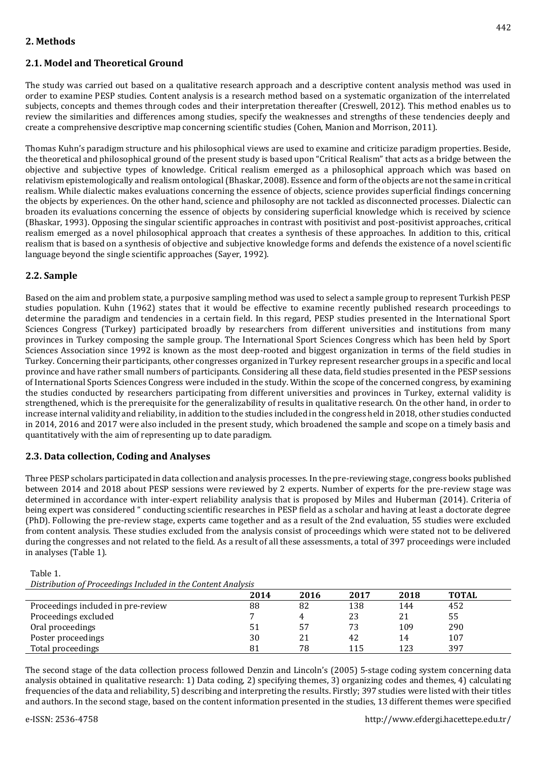## 2. Methods

### 2.1. Model and Theoretical Ground

The study was carried out based on a qualitative research approach and a descriptive content analysis method was used in order to examine PESP studies. Content analysis is a research method based on a systematic organization of the interrelated subjects, concepts and themes through codes and their interpretation thereafter (Creswell, 2012). This method enables us to review the similarities and differences among studies, specify the weaknesses and strengths of these tendencies deeply and create a comprehensive descriptive map concerning scientific studies (Cohen, Manion and Morrison, 2011).

Thomas Kuhn's paradigm structure and his philosophical views are used to examine and criticize paradigm properties. Beside, the theoretical and philosophical ground of the present study is based upon "Critical Realism" that acts as a bridge between the objective and subjective types of knowledge. Critical realism emerged as a philosophical approach which was based on relativism epistemologically and realism ontological (Bhaskar, 2008). Essence and form of the objects are not the same in critical realism. While dialectic makes evaluations concerning the essence of objects, science provides superficial findings concerning the objects by experiences. On the other hand, science and philosophy are not tackled as disconnected processes. Dialectic can broaden its evaluations concerning the essence of objects by considering superficial knowledge which is received by science (Bhaskar, 1993). Opposing the singular scientific approaches in contrast with positivist and post-positivist approaches, critical realism emerged as a novel philosophical approach that creates a synthesis of these approaches. In addition to this, critical realism that is based on a synthesis of objective and subjective knowledge forms and defends the existence of a novel scientific language beyond the single scientific approaches (Sayer, 1992).

### 2.2. Sample

Based on the aim and problem state, a purposive sampling method was used to select a sample group to represent Turkish PESP studies population. Kuhn (1962) states that it would be effective to examine recently published research proceedings to determine the paradigm and tendencies in a certain field. In this regard, PESP studies presented in the International Sport Sciences Congress (Turkey) participated broadly by researchers from different universities and institutions from many provinces in Turkey composing the sample group. The International Sport Sciences Congress which has been held by Sport Sciences Association since 1992 is known as the most deep-rooted and biggest organization in terms of the field studies in Turkey. Concerning their participants, other congresses organized in Turkey represent researcher groups in a specific and local province and have rather small numbers of participants. Considering all these data, field studies presented in the PESP sessions of International Sports Sciences Congress were included in the study. Within the scope of the concerned congress, by examining the studies conducted by researchers participating from different universities and provinces in Turkey, external validity is strengthened, which is the prerequisite for the generalizability of results in qualitative research. On the other hand, in order to increase internal validity and reliability, in addition to the studies included in the congress held in 2018, other studies conducted in 2014, 2016 and 2017 were also included in the present study, which broadened the sample and scope on a timely basis and quantitatively with the aim of representing up to date paradigm.

### 2.3. Data collection, Coding and Analyses

Three PESP scholars participated in data collection and analysis processes. In the pre-reviewing stage, congress books published between 2014 and 2018 about PESP sessions were reviewed by 2 experts. Number of experts for the pre-review stage was determined in accordance with inter-expert reliability analysis that is proposed by Miles and Huberman (2014). Criteria of being expert was considered " conducting scientific researches in PESP field as a scholar and having at least a doctorate degree (PhD). Following the pre-review stage, experts came together and as a result of the 2nd evaluation, 55 studies were excluded from content analysis. These studies excluded from the analysis consist of proceedings which were stated not to be delivered during the congresses and not related to the field. As a result of all these assessments, a total of 397 proceedings were included in analyses (Table 1).

Table 1.
*Distribution of Proceedings Included in the Content Analysis*

| | 2014 | 2016 | 2017 | 2018 | TOTAL |
|---|---|---|---|---|---|
| Proceedings included in pre-review | 88 | 82 | 138 | 144 | 452 |
| Proceedings excluded | 7 | 4 | 23 | 21 | 55 |
| Oral proceedings | 51 | 57 | 73 | 109 | 290 |
| Poster proceedings | 30 | 21 | 42 | 14 | 107 |
| Total proceedings | 81 | 78 | 115 | 123 | 397 |

The second stage of the data collection process followed Denzin and Lincoln's (2005) 5-stage coding system concerning data analysis obtained in qualitative research: 1) Data coding, 2) specifying themes, 3) organizing codes and themes, 4) calculating frequencies of the data and reliability, 5) describing and interpreting the results. Firstly; 397 studies were listed with their titles and authors. In the second stage, based on the content information presented in the studies, 13 different themes were specified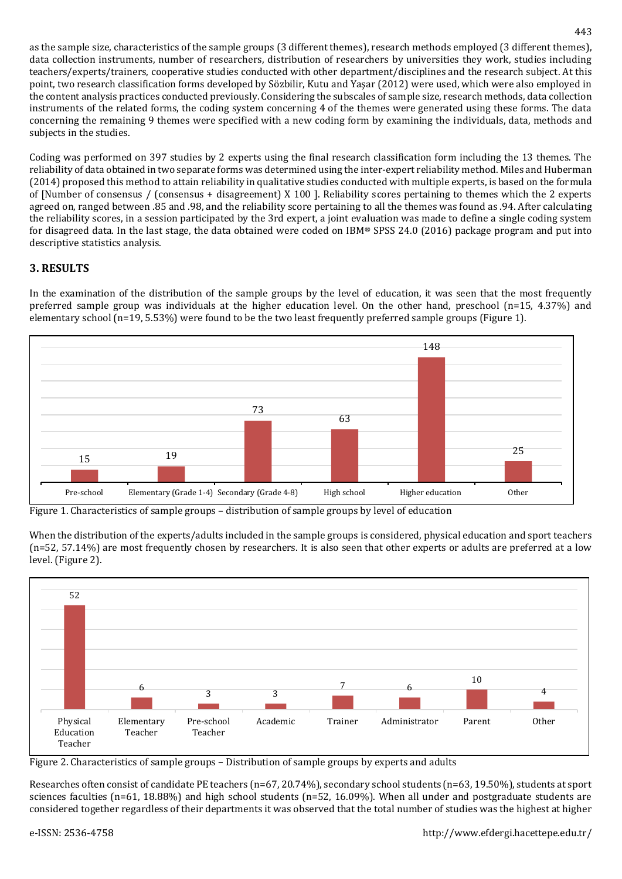as the sample size, characteristics of the sample groups (3 different themes), research methods employed (3 different themes), data collection instruments, number of researchers, distribution of researchers by universities they work, studies including teachers/experts/trainers, cooperative studies conducted with other department/disciplines and the research subject. At this point, two research classification forms developed by Sözbilir, Kutu and Yaşar (2012) were used, which were also employed in the content analysis practices conducted previously. Considering the subscales of sample size, research methods, data collection instruments of the related forms, the coding system concerning 4 of the themes were generated using these forms. The data concerning the remaining 9 themes were specified with a new coding form by examining the individuals, data, methods and subjects in the studies.

Coding was performed on 397 studies by 2 experts using the final research classification form including the 13 themes. The reliability of data obtained in two separate forms was determined using the inter-expert reliability method. Miles and Huberman (2014) proposed this method to attain reliability in qualitative studies conducted with multiple experts, is based on the formula of [Number of consensus / (consensus + disagreement) X 100 ]. Reliability scores pertaining to themes which the 2 experts agreed on, ranged between .85 and .98, and the reliability score pertaining to all the themes was found as .94. After calculating the reliability scores, in a session participated by the 3rd expert, a joint evaluation was made to define a single coding system for disagreed data. In the last stage, the data obtained were coded on IBM® SPSS 24.0 (2016) package program and put into descriptive statistics analysis.

## 3. RESULTS

In the examination of the distribution of the sample groups by the level of education, it was seen that the most frequently preferred sample group was individuals at the higher education level. On the other hand, preschool (n=15, 4.37%) and elementary school (n=19, 5.53%) were found to be the two least frequently preferred sample groups (Figure 1).

| Pre-school | Elementary (Grade 1-4) | Secondary (Grade 4-8) | High school | Higher education | Other |
|---|---|---|---|---|---|
| 15 | 19 | 73 | 63 | 148 | 25 |

Figure 1. Characteristics of sample groups – distribution of sample groups by level of education

When the distribution of the experts/adults included in the sample groups is considered, physical education and sport teachers (n=52, 57.14%) are most frequently chosen by researchers. It is also seen that other experts or adults are preferred at a low level. (Figure 2).

| Physical Education Teacher | Elementary Teacher | Pre-school Teacher | Academic | Trainer | Administrator | Parent | Other |
|---|---|---|---|---|---|---|---|
| 52 | 6 | 3 | 3 | 7 | 6 | 10 | 4 |

Figure 2. Characteristics of sample groups – Distribution of sample groups by experts and adults

Researches often consist of candidate PE teachers (n=67, 20.74%), secondary school students (n=63, 19.50%), students at sport sciences faculties (n=61, 18.88%) and high school students (n=52, 16.09%). When all under and postgraduate students are considered together regardless of their departments it was observed that the total number of studies was the highest at higher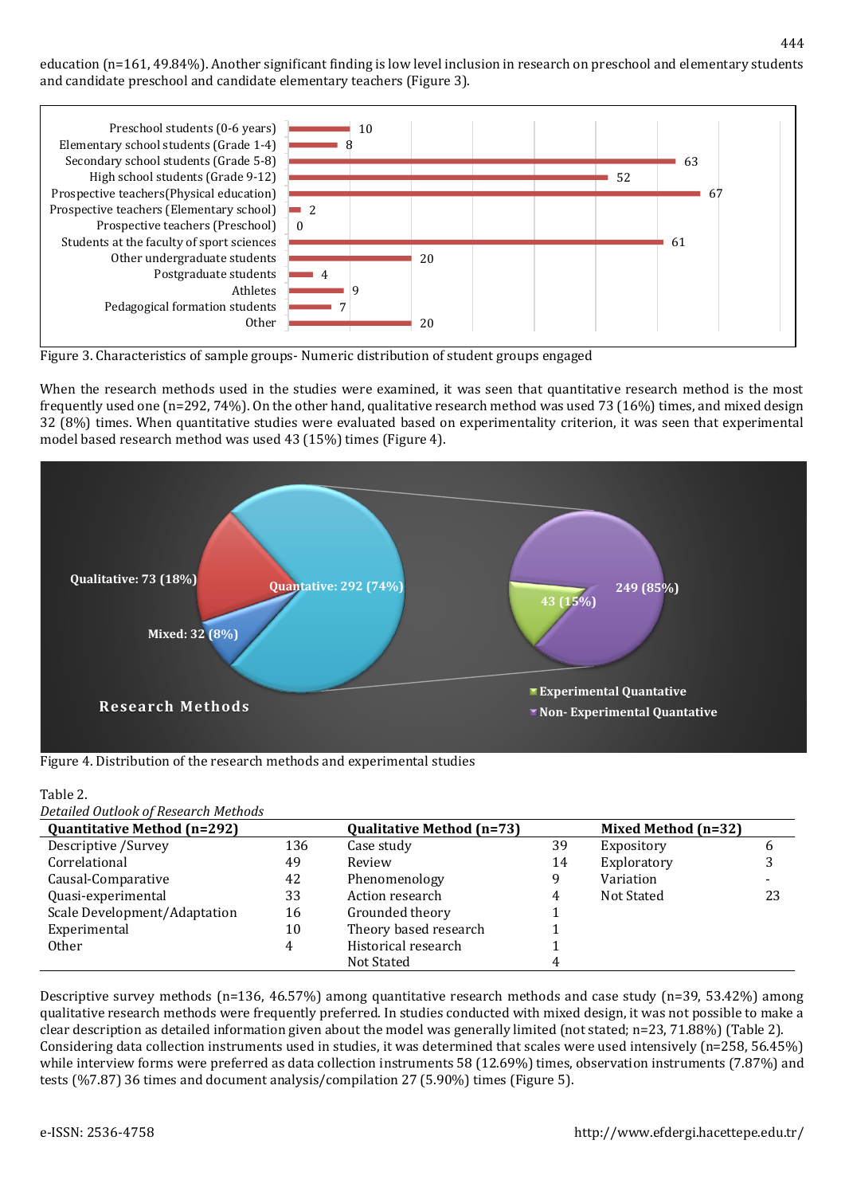education (n=161, 49.84%). Another significant finding is low level inclusion in research on preschool and elementary students and candidate preschool and candidate elementary teachers (Figure 3).

Figure 3. Characteristics of sample groups- Numeric distribution of student groups engaged

When the research methods used in the studies were examined, it was seen that quantitative research method is the most frequently used one (n=292, 74%). On the other hand, qualitative research method was used 73 (16%) times, and mixed design 32 (8%) times. When quantitative studies were evaluated based on experimentality criterion, it was seen that experimental model based research method was used 43 (15%) times (Figure 4).

Figure 4. Distribution of the research methods and experimental studies

Table 2.
*Detailed Outlook of Research Methods*

| Quantitative Method (n=292) | | Qualitative Method (n=73) | | Mixed Method (n=32) | |
|---|---|---|---|---|---|
| Descriptive /Survey | 136 | Case study | 39 | Expository | 6 |
| Correlational | 49 | Review | 14 | Exploratory | 3 |
| Causal-Comparative | 42 | Phenomenology | 9 | Variation | - |
| Quasi-experimental | 33 | Action research | 4 | Not Stated | 23 |
| Scale Development/Adaptation | 16 | Grounded theory | 1 | | |
| Experimental | 10 | Theory based research | 1 | | |
| Other | 4 | Historical research | 1 | | |
| | | Not Stated | 4 | | |

Descriptive survey methods (n=136, 46.57%) among quantitative research methods and case study (n=39, 53.42%) among qualitative research methods were frequently preferred. In studies conducted with mixed design, it was not possible to make a clear description as detailed information given about the model was generally limited (not stated; n=23, 71.88%) (Table 2).
Considering data collection instruments used in studies, it was determined that scales were used intensively (n=258, 56.45%) while interview forms were preferred as data collection instruments 58 (12.69%) times, observation instruments (7.87%) and tests (%7.87) 36 times and document analysis/compilation 27 (5.90%) times (Figure 5).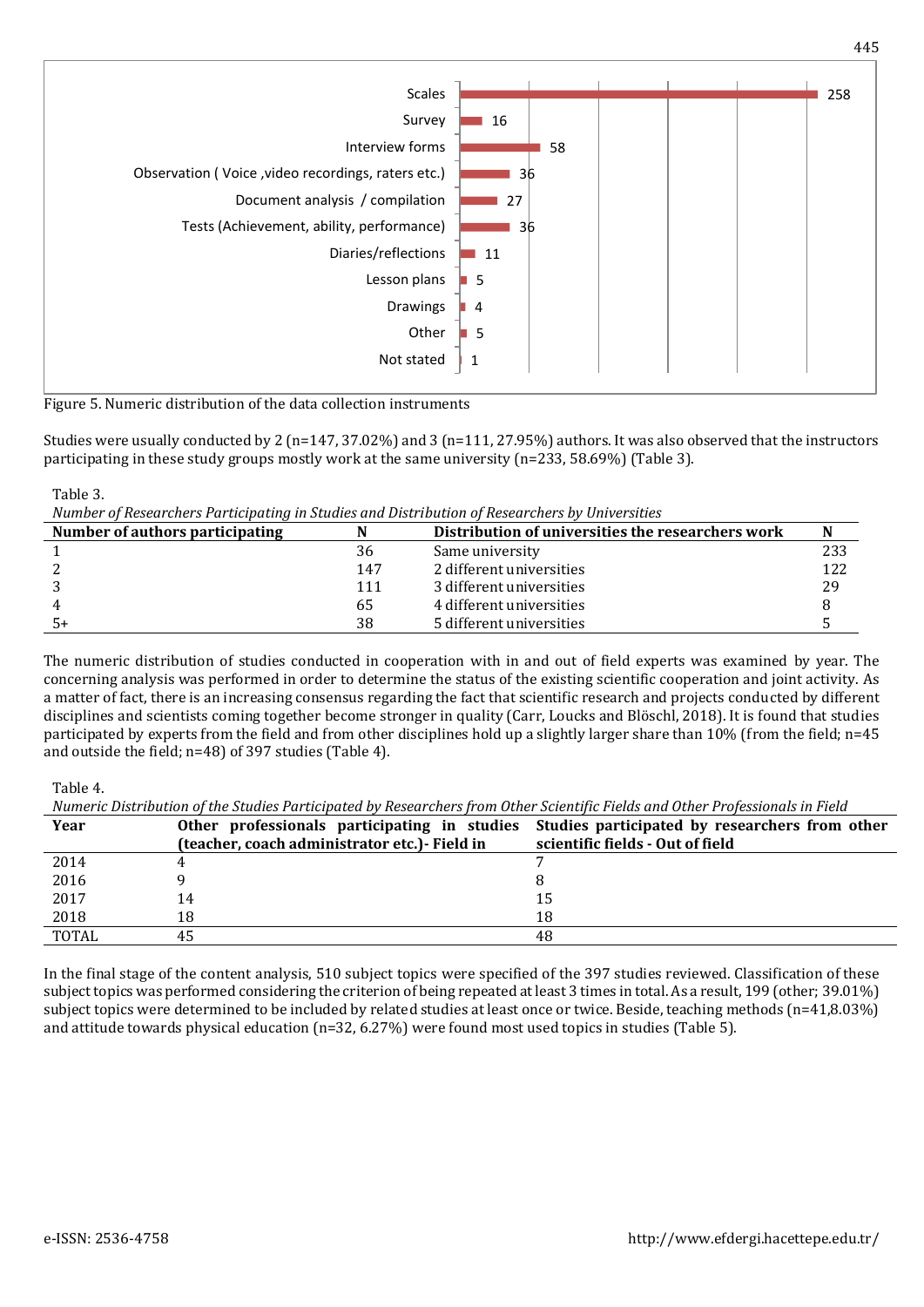| Instrument | N |
|---|---|
| Scales | 258 |
| Survey | 16 |
| Interview forms | 58 |
| Observation ( Voice ,video recordings, raters etc.) | 36 |
| Document analysis / compilation | 27 |
| Tests (Achievement, ability, performance) | 36 |
| Diaries/reflections | 11 |
| Lesson plans | 5 |
| Drawings | 4 |
| Other | 5 |
| Not stated | 1 |

Figure 5. Numeric distribution of the data collection instruments

Studies were usually conducted by 2 (n=147, 37.02%) and 3 (n=111, 27.95%) authors. It was also observed that the instructors participating in these study groups mostly work at the same university (n=233, 58.69%) (Table 3).

Table 3.

*Number of Researchers Participating in Studies and Distribution of Researchers by Universities*

| Number of authors participating | N | Distribution of universities the researchers work | N |
|---|---|---|---|
| 1 | 36 | Same university | 233 |
| 2 | 147 | 2 different universities | 122 |
| 3 | 111 | 3 different universities | 29 |
| 4 | 65 | 4 different universities | 8 |
| 5+ | 38 | 5 different universities | 5 |

The numeric distribution of studies conducted in cooperation with in and out of field experts was examined by year. The concerning analysis was performed in order to determine the status of the existing scientific cooperation and joint activity. As a matter of fact, there is an increasing consensus regarding the fact that scientific research and projects conducted by different disciplines and scientists coming together become stronger in quality (Carr, Loucks and Blöschl, 2018). It is found that studies participated by experts from the field and from other disciplines hold up a slightly larger share than 10% (from the field; n=45 and outside the field; n=48) of 397 studies (Table 4).

Table 4.

*Numeric Distribution of the Studies Participated by Researchers from Other Scientific Fields and Other Professionals in Field*

| Year | Other professionals participating in studies (teacher, coach administrator etc.)- Field in | Studies participated by researchers from other scientific fields - Out of field |
|---|---|---|
| 2014 | 4 | 7 |
| 2016 | 9 | 8 |
| 2017 | 14 | 15 |
| 2018 | 18 | 18 |
| TOTAL | 45 | 48 |

In the final stage of the content analysis, 510 subject topics were specified of the 397 studies reviewed. Classification of these subject topics was performed considering the criterion of being repeated at least 3 times in total. As a result, 199 (other; 39.01%) subject topics were determined to be included by related studies at least once or twice. Beside, teaching methods (n=41,8.03%) and attitude towards physical education (n=32, 6.27%) were found most used topics in studies (Table 5).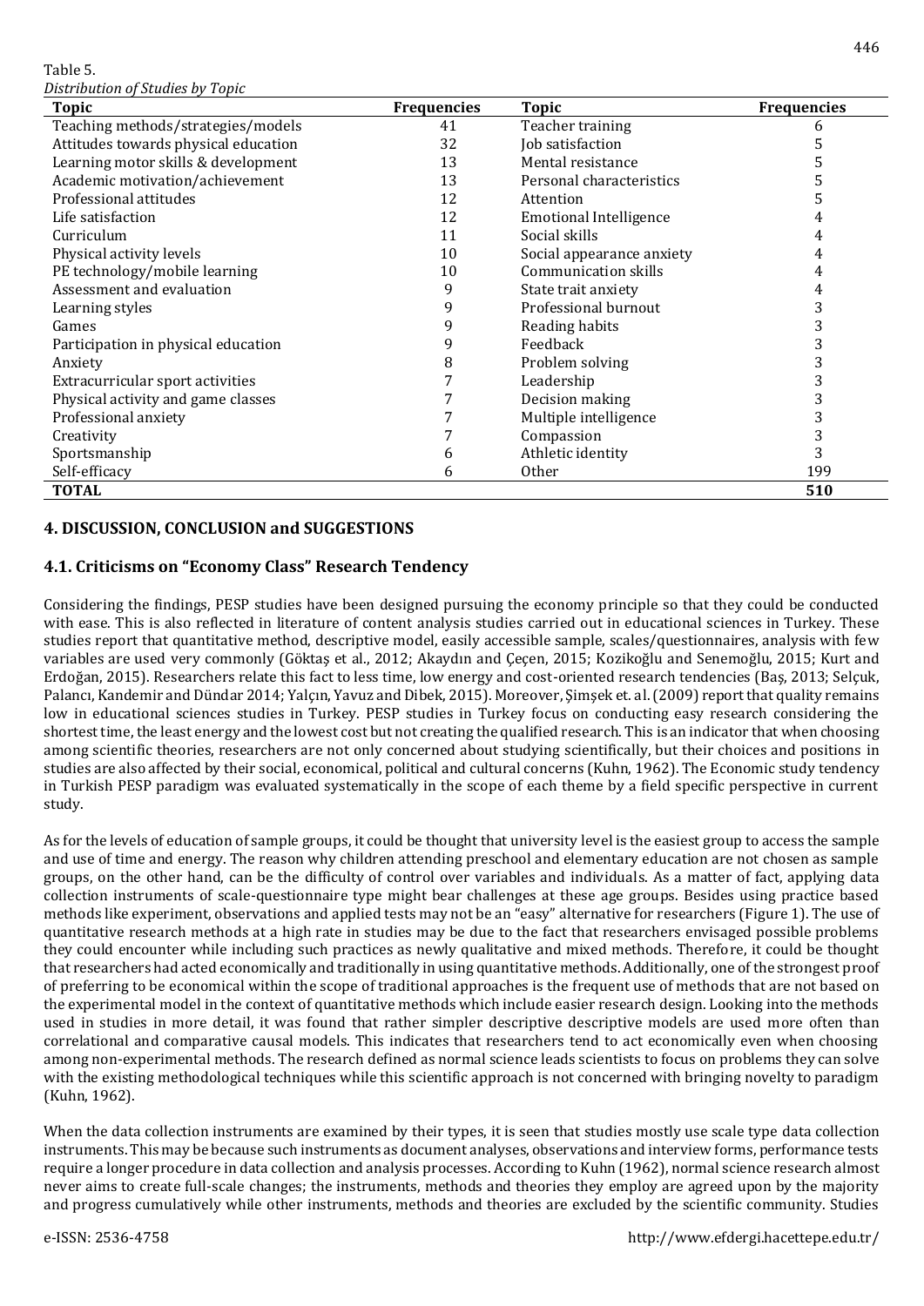Table 5.
*Distribution of Studies by Topic*

| Topic | Frequencies | Topic | Frequencies |
|---|---|---|---|
| Teaching methods/strategies/models | 41 | Teacher training | 6 |
| Attitudes towards physical education | 32 | Job satisfaction | 5 |
| Learning motor skills & development | 13 | Mental resistance | 5 |
| Academic motivation/achievement | 13 | Personal characteristics | 5 |
| Professional attitudes | 12 | Attention | 5 |
| Life satisfaction | 12 | Emotional Intelligence | 4 |
| Curriculum | 11 | Social skills | 4 |
| Physical activity levels | 10 | Social appearance anxiety | 4 |
| PE technology/mobile learning | 10 | Communication skills | 4 |
| Assessment and evaluation | 9 | State trait anxiety | 4 |
| Learning styles | 9 | Professional burnout | 3 |
| Games | 9 | Reading habits | 3 |
| Participation in physical education | 9 | Feedback | 3 |
| Anxiety | 8 | Problem solving | 3 |
| Extracurricular sport activities | 7 | Leadership | 3 |
| Physical activity and game classes | 7 | Decision making | 3 |
| Professional anxiety | 7 | Multiple intelligence | 3 |
| Creativity | 7 | Compassion | 3 |
| Sportsmanship | 6 | Athletic identity | 3 |
| Self-efficacy | 6 | Other | 199 |
| **TOTAL** | | | **510** |

## 4. DISCUSSION, CONCLUSION and SUGGESTIONS

### 4.1. Criticisms on "Economy Class" Research Tendency

Considering the findings, PESP studies have been designed pursuing the economy principle so that they could be conducted with ease. This is also reflected in literature of content analysis studies carried out in educational sciences in Turkey. These studies report that quantitative method, descriptive model, easily accessible sample, scales/questionnaires, analysis with few variables are used very commonly (Göktaş et al., 2012; Akaydın and Çeçen, 2015; Kozikoğlu and Senemoğlu, 2015; Kurt and Erdoğan, 2015). Researchers relate this fact to less time, low energy and cost-oriented research tendencies (Baş, 2013; Selçuk, Palancı, Kandemir and Dündar 2014; Yalçın, Yavuz and Dibek, 2015). Moreover, Şimşek et. al. (2009) report that quality remains low in educational sciences studies in Turkey. PESP studies in Turkey focus on conducting easy research considering the shortest time, the least energy and the lowest cost but not creating the qualified research. This is an indicator that when choosing among scientific theories, researchers are not only concerned about studying scientifically, but their choices and positions in studies are also affected by their social, economical, political and cultural concerns (Kuhn, 1962). The Economic study tendency in Turkish PESP paradigm was evaluated systematically in the scope of each theme by a field specific perspective in current study.

As for the levels of education of sample groups, it could be thought that university level is the easiest group to access the sample and use of time and energy. The reason why children attending preschool and elementary education are not chosen as sample groups, on the other hand, can be the difficulty of control over variables and individuals. As a matter of fact, applying data collection instruments of scale-questionnaire type might bear challenges at these age groups. Besides using practice based methods like experiment, observations and applied tests may not be an "easy" alternative for researchers (Figure 1). The use of quantitative research methods at a high rate in studies may be due to the fact that researchers envisaged possible problems they could encounter while including such practices as newly qualitative and mixed methods. Therefore, it could be thought that researchers had acted economically and traditionally in using quantitative methods. Additionally, one of the strongest proof of preferring to be economical within the scope of traditional approaches is the frequent use of methods that are not based on the experimental model in the context of quantitative methods which include easier research design. Looking into the methods used in studies in more detail, it was found that rather simpler descriptive descriptive models are used more often than correlational and comparative causal models. This indicates that researchers tend to act economically even when choosing among non-experimental methods. The research defined as normal science leads scientists to focus on problems they can solve with the existing methodological techniques while this scientific approach is not concerned with bringing novelty to paradigm (Kuhn, 1962).

When the data collection instruments are examined by their types, it is seen that studies mostly use scale type data collection instruments. This may be because such instruments as document analyses, observations and interview forms, performance tests require a longer procedure in data collection and analysis processes. According to Kuhn (1962), normal science research almost never aims to create full-scale changes; the instruments, methods and theories they employ are agreed upon by the majority and progress cumulatively while other instruments, methods and theories are excluded by the scientific community. Studies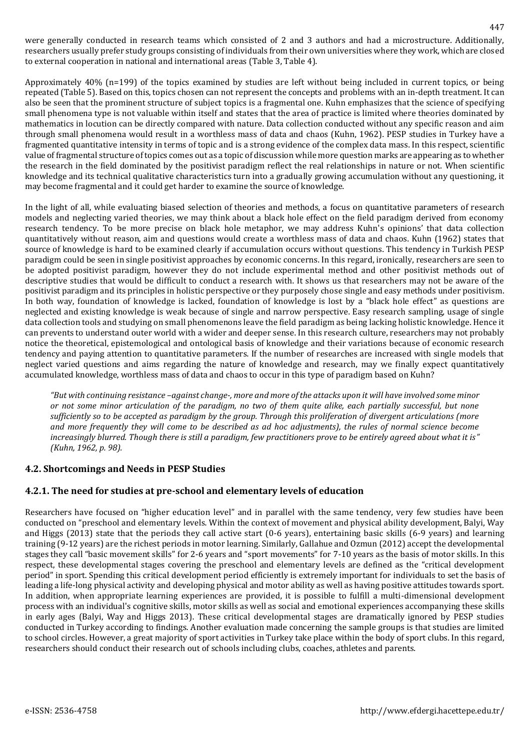were generally conducted in research teams which consisted of 2 and 3 authors and had a microstructure. Additionally, researchers usually prefer study groups consisting of individuals from their own universities where they work, which are closed to external cooperation in national and international areas (Table 3, Table 4).

Approximately 40% (n=199) of the topics examined by studies are left without being included in current topics, or being repeated (Table 5). Based on this, topics chosen can not represent the concepts and problems with an in-depth treatment. It can also be seen that the prominent structure of subject topics is a fragmental one. Kuhn emphasizes that the science of specifying small phenomena type is not valuable within itself and states that the area of practice is limited where theories dominated by mathematics in locution can be directly compared with nature. Data collection conducted without any specific reason and aim through small phenomena would result in a worthless mass of data and chaos (Kuhn, 1962). PESP studies in Turkey have a fragmented quantitative intensity in terms of topic and is a strong evidence of the complex data mass. In this respect, scientific value of fragmental structure of topics comes out as a topic of discussion while more question marks are appearing as to whether the research in the field dominated by the positivist paradigm reflect the real relationships in nature or not. When scientific knowledge and its technical qualitative characteristics turn into a gradually growing accumulation without any questioning, it may become fragmental and it could get harder to examine the source of knowledge.

In the light of all, while evaluating biased selection of theories and methods, a focus on quantitative parameters of research models and neglecting varied theories, we may think about a black hole effect on the field paradigm derived from economy research tendency. To be more precise on black hole metaphor, we may address Kuhn's opinions' that data collection quantitatively without reason, aim and questions would create a worthless mass of data and chaos. Kuhn (1962) states that source of knowledge is hard to be examined clearly if accumulation occurs without questions. This tendency in Turkish PESP paradigm could be seen in single positivist approaches by economic concerns. In this regard, ironically, researchers are seen to be adopted positivist paradigm, however they do not include experimental method and other positivist methods out of descriptive studies that would be difficult to conduct a research with. It shows us that researchers may not be aware of the positivist paradigm and its principles in holistic perspective or they purposely chose single and easy methods under positivism. In both way, foundation of knowledge is lacked, foundation of knowledge is lost by a "black hole effect" as questions are neglected and existing knowledge is weak because of single and narrow perspective. Easy research sampling, usage of single data collection tools and studying on small phenomenons leave the field paradigm as being lacking holistic knowledge. Hence it can prevents to understand outer world with a wider and deeper sense. In this research culture, researchers may not probably notice the theoretical, epistemological and ontological basis of knowledge and their variations because of economic research tendency and paying attention to quantitative parameters. If the number of researches are increased with single models that neglect varied questions and aims regarding the nature of knowledge and research, may we finally expect quantitatively accumulated knowledge, worthless mass of data and chaos to occur in this type of paradigm based on Kuhn?

> *"But with continuing resistance –against change-, more and more of the attacks upon it will have involved some minor or not some minor articulation of the paradigm, no two of them quite alike, each partially successful, but none sufficiently so to be accepted as paradigm by the group. Through this proliferation of divergent articulations (more and more frequently they will come to be described as ad hoc adjustments), the rules of normal science become increasingly blurred. Though there is still a paradigm, few practitioners prove to be entirely agreed about what it is" (Kuhn, 1962, p. 98).*

### 4.2. Shortcomings and Needs in PESP Studies

#### 4.2.1. The need for studies at pre-school and elementary levels of education

Researchers have focused on "higher education level" and in parallel with the same tendency, very few studies have been conducted on "preschool and elementary levels. Within the context of movement and physical ability development, Balyi, Way and Higgs (2013) state that the periods they call active start (0-6 years), entertaining basic skills (6-9 years) and learning training (9-12 years) are the richest periods in motor learning. Similarly, Gallahue and Ozmun (2012) accept the developmental stages they call "basic movement skills" for 2-6 years and "sport movements" for 7-10 years as the basis of motor skills. In this respect, these developmental stages covering the preschool and elementary levels are defined as the "critical development period" in sport. Spending this critical development period efficiently is extremely important for individuals to set the basis of leading a life-long physical activity and developing physical and motor ability as well as having positive attitudes towards sport. In addition, when appropriate learning experiences are provided, it is possible to fulfill a multi-dimensional development process with an individual's cognitive skills, motor skills as well as social and emotional experiences accompanying these skills in early ages (Balyi, Way and Higgs 2013). These critical developmental stages are dramatically ignored by PESP studies conducted in Turkey according to findings. Another evaluation made concerning the sample groups is that studies are limited to school circles. However, a great majority of sport activities in Turkey take place within the body of sport clubs. In this regard, researchers should conduct their research out of schools including clubs, coaches, athletes and parents.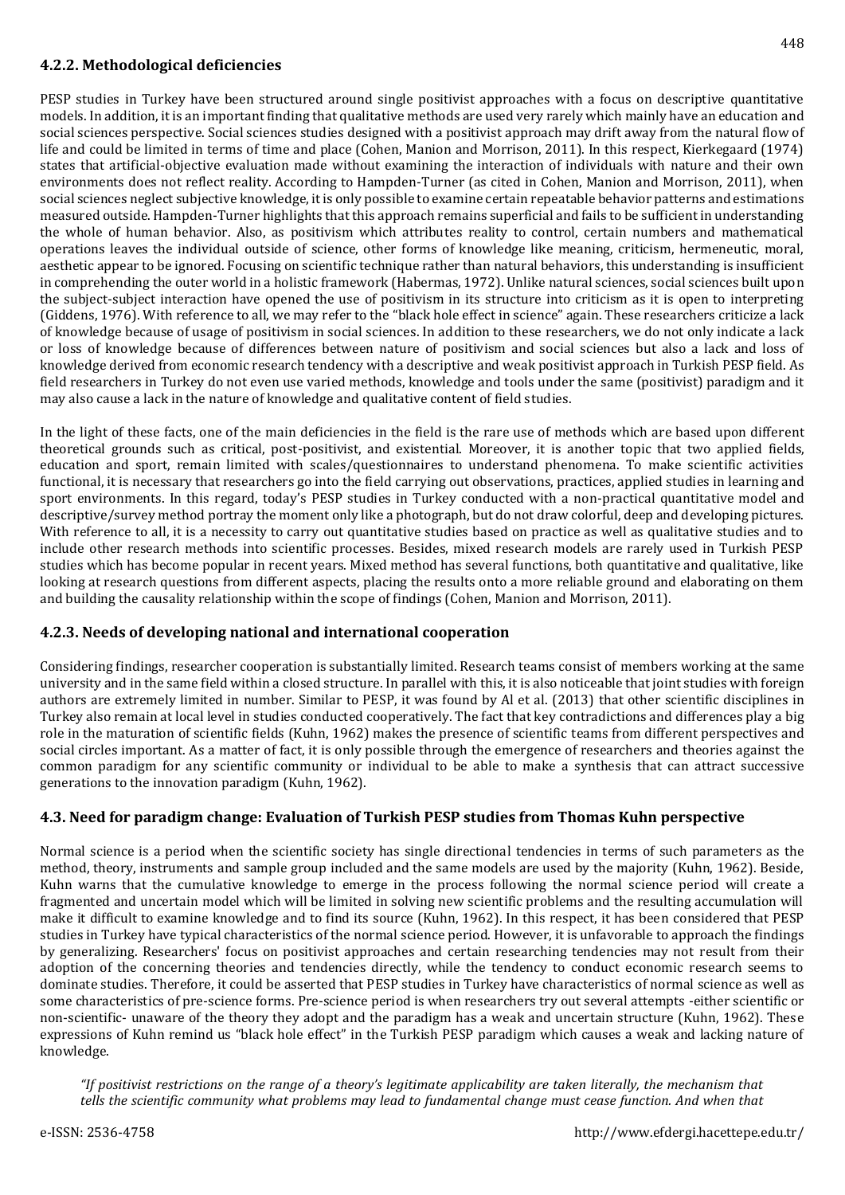### 4.2.2. Methodological deficiencies

PESP studies in Turkey have been structured around single positivist approaches with a focus on descriptive quantitative models. In addition, it is an important finding that qualitative methods are used very rarely which mainly have an education and social sciences perspective. Social sciences studies designed with a positivist approach may drift away from the natural flow of life and could be limited in terms of time and place (Cohen, Manion and Morrison, 2011). In this respect, Kierkegaard (1974) states that artificial-objective evaluation made without examining the interaction of individuals with nature and their own environments does not reflect reality. According to Hampden-Turner (as cited in Cohen, Manion and Morrison, 2011), when social sciences neglect subjective knowledge, it is only possible to examine certain repeatable behavior patterns and estimations measured outside. Hampden-Turner highlights that this approach remains superficial and fails to be sufficient in understanding the whole of human behavior. Also, as positivism which attributes reality to control, certain numbers and mathematical operations leaves the individual outside of science, other forms of knowledge like meaning, criticism, hermeneutic, moral, aesthetic appear to be ignored. Focusing on scientific technique rather than natural behaviors, this understanding is insufficient in comprehending the outer world in a holistic framework (Habermas, 1972). Unlike natural sciences, social sciences built upon the subject-subject interaction have opened the use of positivism in its structure into criticism as it is open to interpreting (Giddens, 1976). With reference to all, we may refer to the "black hole effect in science" again. These researchers criticize a lack of knowledge because of usage of positivism in social sciences. In addition to these researchers, we do not only indicate a lack or loss of knowledge because of differences between nature of positivism and social sciences but also a lack and loss of knowledge derived from economic research tendency with a descriptive and weak positivist approach in Turkish PESP field. As field researchers in Turkey do not even use varied methods, knowledge and tools under the same (positivist) paradigm and it may also cause a lack in the nature of knowledge and qualitative content of field studies.

In the light of these facts, one of the main deficiencies in the field is the rare use of methods which are based upon different theoretical grounds such as critical, post-positivist, and existential. Moreover, it is another topic that two applied fields, education and sport, remain limited with scales/questionnaires to understand phenomena. To make scientific activities functional, it is necessary that researchers go into the field carrying out observations, practices, applied studies in learning and sport environments. In this regard, today's PESP studies in Turkey conducted with a non-practical quantitative model and descriptive/survey method portray the moment only like a photograph, but do not draw colorful, deep and developing pictures. With reference to all, it is a necessity to carry out quantitative studies based on practice as well as qualitative studies and to include other research methods into scientific processes. Besides, mixed research models are rarely used in Turkish PESP studies which has become popular in recent years. Mixed method has several functions, both quantitative and qualitative, like looking at research questions from different aspects, placing the results onto a more reliable ground and elaborating on them and building the causality relationship within the scope of findings (Cohen, Manion and Morrison, 2011).

### 4.2.3. Needs of developing national and international cooperation

Considering findings, researcher cooperation is substantially limited. Research teams consist of members working at the same university and in the same field within a closed structure. In parallel with this, it is also noticeable that joint studies with foreign authors are extremely limited in number. Similar to PESP, it was found by Al et al. (2013) that other scientific disciplines in Turkey also remain at local level in studies conducted cooperatively. The fact that key contradictions and differences play a big role in the maturation of scientific fields (Kuhn, 1962) makes the presence of scientific teams from different perspectives and social circles important. As a matter of fact, it is only possible through the emergence of researchers and theories against the common paradigm for any scientific community or individual to be able to make a synthesis that can attract successive generations to the innovation paradigm (Kuhn, 1962).

## 4.3. Need for paradigm change: Evaluation of Turkish PESP studies from Thomas Kuhn perspective

Normal science is a period when the scientific society has single directional tendencies in terms of such parameters as the method, theory, instruments and sample group included and the same models are used by the majority (Kuhn, 1962). Beside, Kuhn warns that the cumulative knowledge to emerge in the process following the normal science period will create a fragmented and uncertain model which will be limited in solving new scientific problems and the resulting accumulation will make it difficult to examine knowledge and to find its source (Kuhn, 1962). In this respect, it has been considered that PESP studies in Turkey have typical characteristics of the normal science period. However, it is unfavorable to approach the findings by generalizing. Researchers' focus on positivist approaches and certain researching tendencies may not result from their adoption of the concerning theories and tendencies directly, while the tendency to conduct economic research seems to dominate studies. Therefore, it could be asserted that PESP studies in Turkey have characteristics of normal science as well as some characteristics of pre-science forms. Pre-science period is when researchers try out several attempts -either scientific or non-scientific- unaware of the theory they adopt and the paradigm has a weak and uncertain structure (Kuhn, 1962). These expressions of Kuhn remind us "black hole effect" in the Turkish PESP paradigm which causes a weak and lacking nature of knowledge.

> *"If positivist restrictions on the range of a theory's legitimate applicability are taken literally, the mechanism that tells the scientific community what problems may lead to fundamental change must cease function. And when that*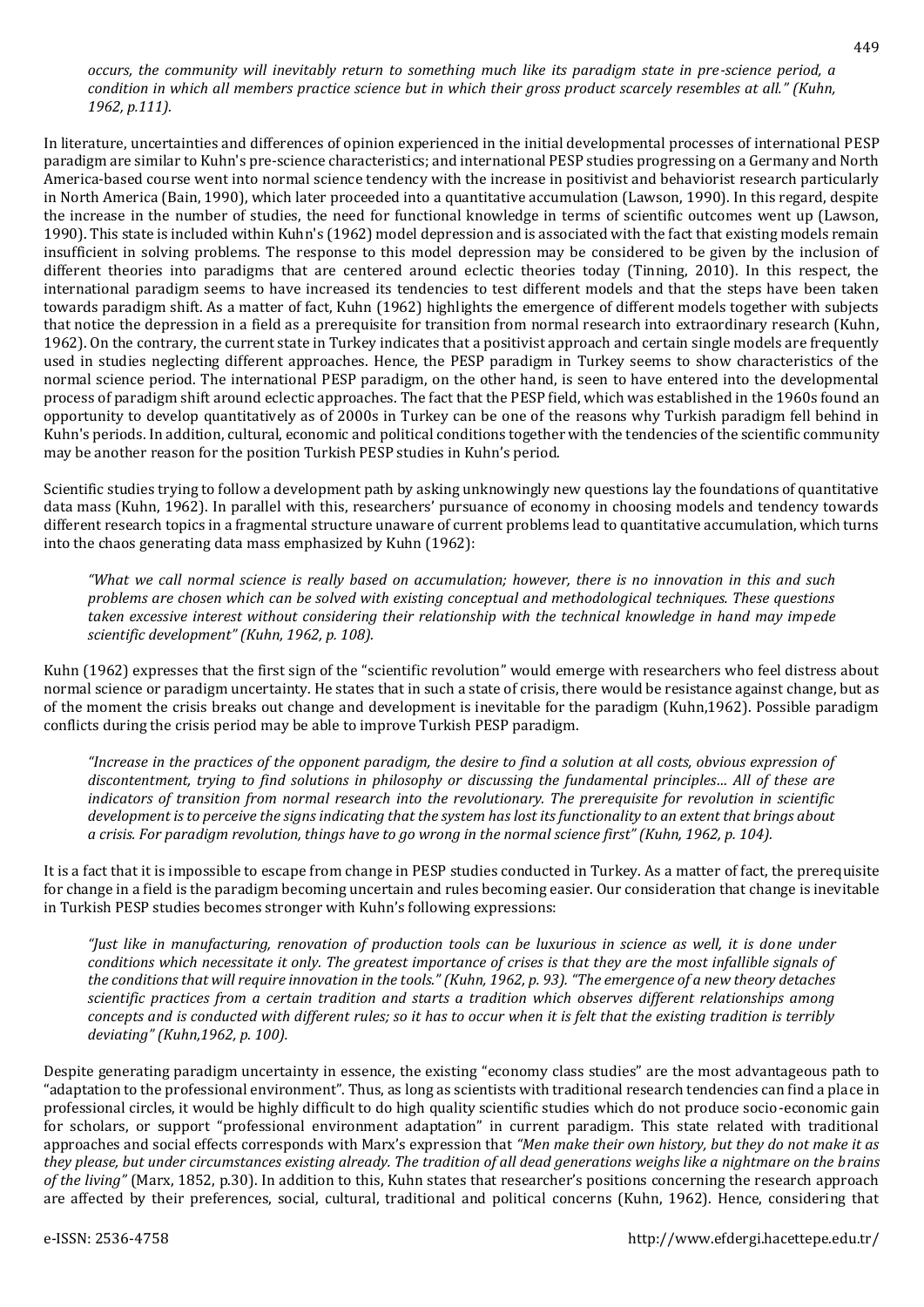*occurs, the community will inevitably return to something much like its paradigm state in pre-science period, a condition in which all members practice science but in which their gross product scarcely resembles at all." (Kuhn, 1962, p.111).*

In literature, uncertainties and differences of opinion experienced in the initial developmental processes of international PESP paradigm are similar to Kuhn's pre-science characteristics; and international PESP studies progressing on a Germany and North America-based course went into normal science tendency with the increase in positivist and behaviorist research particularly in North America (Bain, 1990), which later proceeded into a quantitative accumulation (Lawson, 1990). In this regard, despite the increase in the number of studies, the need for functional knowledge in terms of scientific outcomes went up (Lawson, 1990). This state is included within Kuhn's (1962) model depression and is associated with the fact that existing models remain insufficient in solving problems. The response to this model depression may be considered to be given by the inclusion of different theories into paradigms that are centered around eclectic theories today (Tinning, 2010). In this respect, the international paradigm seems to have increased its tendencies to test different models and that the steps have been taken towards paradigm shift. As a matter of fact, Kuhn (1962) highlights the emergence of different models together with subjects that notice the depression in a field as a prerequisite for transition from normal research into extraordinary research (Kuhn, 1962). On the contrary, the current state in Turkey indicates that a positivist approach and certain single models are frequently used in studies neglecting different approaches. Hence, the PESP paradigm in Turkey seems to show characteristics of the normal science period. The international PESP paradigm, on the other hand, is seen to have entered into the developmental process of paradigm shift around eclectic approaches. The fact that the PESP field, which was established in the 1960s found an opportunity to develop quantitatively as of 2000s in Turkey can be one of the reasons why Turkish paradigm fell behind in Kuhn's periods. In addition, cultural, economic and political conditions together with the tendencies of the scientific community may be another reason for the position Turkish PESP studies in Kuhn's period.

Scientific studies trying to follow a development path by asking unknowingly new questions lay the foundations of quantitative data mass (Kuhn, 1962). In parallel with this, researchers' pursuance of economy in choosing models and tendency towards different research topics in a fragmental structure unaware of current problems lead to quantitative accumulation, which turns into the chaos generating data mass emphasized by Kuhn (1962):

> *"What we call normal science is really based on accumulation; however, there is no innovation in this and such problems are chosen which can be solved with existing conceptual and methodological techniques. These questions taken excessive interest without considering their relationship with the technical knowledge in hand may impede scientific development" (Kuhn, 1962, p. 108).*

Kuhn (1962) expresses that the first sign of the "scientific revolution" would emerge with researchers who feel distress about normal science or paradigm uncertainty. He states that in such a state of crisis, there would be resistance against change, but as of the moment the crisis breaks out change and development is inevitable for the paradigm (Kuhn,1962). Possible paradigm conflicts during the crisis period may be able to improve Turkish PESP paradigm.

> *"Increase in the practices of the opponent paradigm, the desire to find a solution at all costs, obvious expression of discontentment, trying to find solutions in philosophy or discussing the fundamental principles… All of these are indicators of transition from normal research into the revolutionary. The prerequisite for revolution in scientific development is to perceive the signs indicating that the system has lost its functionality to an extent that brings about a crisis. For paradigm revolution, things have to go wrong in the normal science first" (Kuhn, 1962, p. 104).*

It is a fact that it is impossible to escape from change in PESP studies conducted in Turkey. As a matter of fact, the prerequisite for change in a field is the paradigm becoming uncertain and rules becoming easier. Our consideration that change is inevitable in Turkish PESP studies becomes stronger with Kuhn's following expressions:

> *"Just like in manufacturing, renovation of production tools can be luxurious in science as well, it is done under conditions which necessitate it only. The greatest importance of crises is that they are the most infallible signals of the conditions that will require innovation in the tools." (Kuhn, 1962, p. 93). "The emergence of a new theory detaches scientific practices from a certain tradition and starts a tradition which observes different relationships among concepts and is conducted with different rules; so it has to occur when it is felt that the existing tradition is terribly deviating" (Kuhn,1962, p. 100).*

Despite generating paradigm uncertainty in essence, the existing "economy class studies" are the most advantageous path to "adaptation to the professional environment". Thus, as long as scientists with traditional research tendencies can find a place in professional circles, it would be highly difficult to do high quality scientific studies which do not produce socio-economic gain for scholars, or support "professional environment adaptation" in current paradigm. This state related with traditional approaches and social effects corresponds with Marx's expression that *"Men make their own history, but they do not make it as they please, but under circumstances existing already. The tradition of all dead generations weighs like a nightmare on the brains of the living"* (Marx, 1852, p.30). In addition to this, Kuhn states that researcher's positions concerning the research approach are affected by their preferences, social, cultural, traditional and political concerns (Kuhn, 1962). Hence, considering that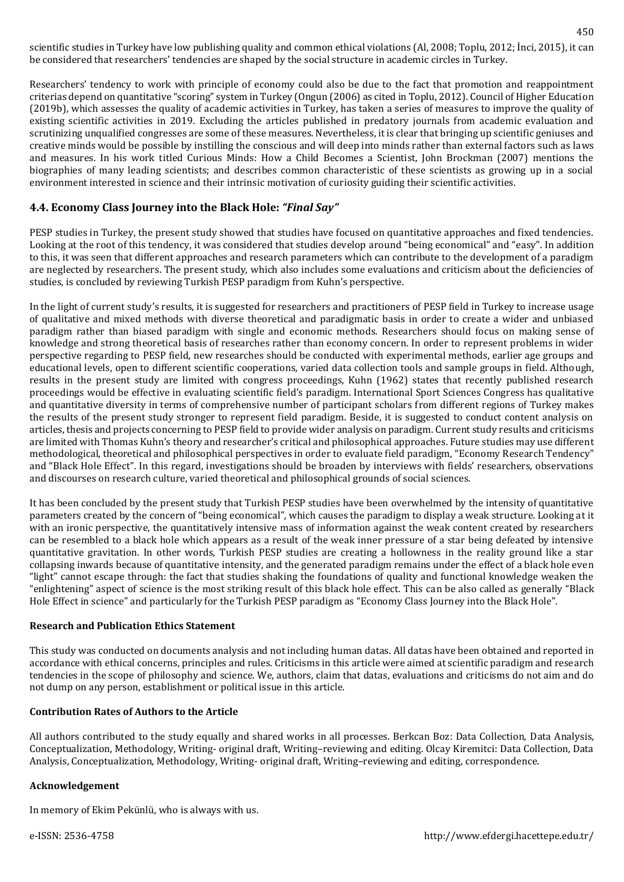scientific studies in Turkey have low publishing quality and common ethical violations (Al, 2008; Toplu, 2012; İnci, 2015), it can be considered that researchers' tendencies are shaped by the social structure in academic circles in Turkey.

Researchers' tendency to work with principle of economy could also be due to the fact that promotion and reappointment criterias depend on quantitative "scoring" system in Turkey (Ongun (2006) as cited in Toplu, 2012). Council of Higher Education (2019b), which assesses the quality of academic activities in Turkey, has taken a series of measures to improve the quality of existing scientific activities in 2019. Excluding the articles published in predatory journals from academic evaluation and scrutinizing unqualified congresses are some of these measures. Nevertheless, it is clear that bringing up scientific geniuses and creative minds would be possible by instilling the conscious and will deep into minds rather than external factors such as laws and measures. In his work titled Curious Minds: How a Child Becomes a Scientist, John Brockman (2007) mentions the biographies of many leading scientists; and describes common characteristic of these scientists as growing up in a social environment interested in science and their intrinsic motivation of curiosity guiding their scientific activities.

## 4.4. Economy Class Journey into the Black Hole: *"Final Say"*

PESP studies in Turkey, the present study showed that studies have focused on quantitative approaches and fixed tendencies. Looking at the root of this tendency, it was considered that studies develop around "being economical" and "easy". In addition to this, it was seen that different approaches and research parameters which can contribute to the development of a paradigm are neglected by researchers. The present study, which also includes some evaluations and criticism about the deficiencies of studies, is concluded by reviewing Turkish PESP paradigm from Kuhn's perspective.

In the light of current study's results, it is suggested for researchers and practitioners of PESP field in Turkey to increase usage of qualitative and mixed methods with diverse theoretical and paradigmatic basis in order to create a wider and unbiased paradigm rather than biased paradigm with single and economic methods. Researchers should focus on making sense of knowledge and strong theoretical basis of researches rather than economy concern. In order to represent problems in wider perspective regarding to PESP field, new researches should be conducted with experimental methods, earlier age groups and educational levels, open to different scientific cooperations, varied data collection tools and sample groups in field. Although, results in the present study are limited with congress proceedings, Kuhn (1962) states that recently published research proceedings would be effective in evaluating scientific field's paradigm. International Sport Sciences Congress has qualitative and quantitative diversity in terms of comprehensive number of participant scholars from different regions of Turkey makes the results of the present study stronger to represent field paradigm. Beside, it is suggested to conduct content analysis on articles, thesis and projects concerning to PESP field to provide wider analysis on paradigm. Current study results and criticisms are limited with Thomas Kuhn's theory and researcher's critical and philosophical approaches. Future studies may use different methodological, theoretical and philosophical perspectives in order to evaluate field paradigm, "Economy Research Tendency" and "Black Hole Effect". In this regard, investigations should be broaden by interviews with fields' researchers, observations and discourses on research culture, varied theoretical and philosophical grounds of social sciences.

It has been concluded by the present study that Turkish PESP studies have been overwhelmed by the intensity of quantitative parameters created by the concern of "being economical", which causes the paradigm to display a weak structure. Looking at it with an ironic perspective, the quantitatively intensive mass of information against the weak content created by researchers can be resembled to a black hole which appears as a result of the weak inner pressure of a star being defeated by intensive quantitative gravitation. In other words, Turkish PESP studies are creating a hollowness in the reality ground like a star collapsing inwards because of quantitative intensity, and the generated paradigm remains under the effect of a black hole even "light" cannot escape through: the fact that studies shaking the foundations of quality and functional knowledge weaken the "enlightening" aspect of science is the most striking result of this black hole effect. This can be also called as generally "Black Hole Effect in science" and particularly for the Turkish PESP paradigm as "Economy Class Journey into the Black Hole".

### Research and Publication Ethics Statement

This study was conducted on documents analysis and not including human datas. All datas have been obtained and reported in accordance with ethical concerns, principles and rules. Criticisms in this article were aimed at scientific paradigm and research tendencies in the scope of philosophy and science. We, authors, claim that datas, evaluations and criticisms do not aim and do not dump on any person, establishment or political issue in this article.

### Contribution Rates of Authors to the Article

All authors contributed to the study equally and shared works in all processes. Berkcan Boz: Data Collection, Data Analysis, Conceptualization, Methodology, Writing- original draft, Writing–reviewing and editing. Olcay Kiremitci: Data Collection, Data Analysis, Conceptualization, Methodology, Writing- original draft, Writing–reviewing and editing, correspondence.

### Acknowledgement

In memory of Ekim Pekünlü, who is always with us.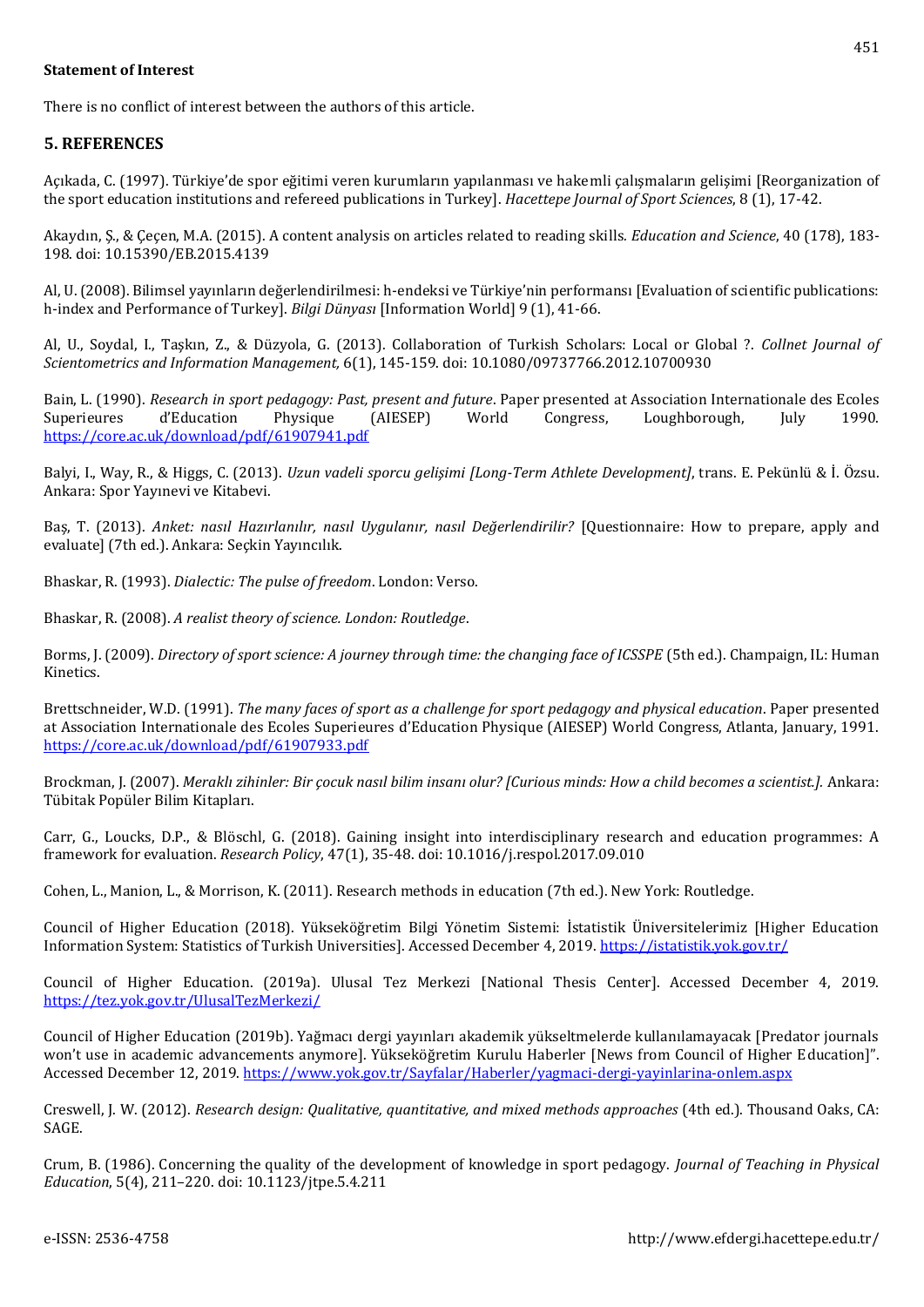**Statement of Interest**

There is no conflict of interest between the authors of this article.

## 5. REFERENCES

Açıkada, C. (1997). Türkiye'de spor eğitimi veren kurumların yapılanması ve hakemli çalışmaların gelişimi [Reorganization of the sport education institutions and refereed publications in Turkey]. *Hacettepe Journal of Sport Sciences*, 8 (1), 17-42.

Akaydın, Ş., & Çeçen, M.A. (2015). A content analysis on articles related to reading skills. *Education and Science*, 40 (178), 183-198. doi: 10.15390/EB.2015.4139

Al, U. (2008). Bilimsel yayınların değerlendirilmesi: h-endeksi ve Türkiye'nin performansı [Evaluation of scientific publications: h-index and Performance of Turkey]. *Bilgi Dünyası* [Information World] 9 (1), 41-66.

Al, U., Soydal, I., Taşkın, Z., & Düzyola, G. (2013). Collaboration of Turkish Scholars: Local or Global ?. *Collnet Journal of Scientometrics and Information Management,* 6(1), 145-159. doi: 10.1080/09737766.2012.10700930

Bain, L. (1990). *Research in sport pedagogy: Past, present and future*. Paper presented at Association Internationale des Ecoles Superieures d'Education Physique (AIESEP) World Congress, Loughborough, July 1990. https://core.ac.uk/download/pdf/61907941.pdf

Balyi, I., Way, R., & Higgs, C. (2013). *Uzun vadeli sporcu gelişimi [Long-Term Athlete Development]*, trans. E. Pekünlü & İ. Özsu. Ankara: Spor Yayınevi ve Kitabevi.

Baş, T. (2013). *Anket: nasıl Hazırlanılır, nasıl Uygulanır, nasıl Değerlendirilir?* [Questionnaire: How to prepare, apply and evaluate] (7th ed.). Ankara: Seçkin Yayıncılık.

Bhaskar, R. (1993). *Dialectic: The pulse of freedom*. London: Verso.

Bhaskar, R. (2008). *A realist theory of science. London: Routledge*.

Borms, J. (2009). *Directory of sport science: A journey through time: the changing face of ICSSPE* (5th ed.). Champaign, IL: Human Kinetics.

Brettschneider, W.D. (1991). *The many faces of sport as a challenge for sport pedagogy and physical education*. Paper presented at Association Internationale des Ecoles Superieures d'Education Physique (AIESEP) World Congress, Atlanta, January, 1991. https://core.ac.uk/download/pdf/61907933.pdf

Brockman, J. (2007). *Meraklı zihinler: Bir çocuk nasıl bilim insanı olur? [Curious minds: How a child becomes a scientist.].* Ankara: Tübitak Popüler Bilim Kitapları.

Carr, G., Loucks, D.P., & Blöschl, G. (2018). Gaining insight into interdisciplinary research and education programmes: A framework for evaluation. *Research Policy*, 47(1), 35-48. doi: 10.1016/j.respol.2017.09.010

Cohen, L., Manion, L., & Morrison, K. (2011). Research methods in education (7th ed.). New York: Routledge.

Council of Higher Education (2018). Yükseköğretim Bilgi Yönetim Sistemi: İstatistik Üniversitelerimiz [Higher Education Information System: Statistics of Turkish Universities]. Accessed December 4, 2019. https://istatistik.yok.gov.tr/

Council of Higher Education. (2019a). Ulusal Tez Merkezi [National Thesis Center]. Accessed December 4, 2019. https://tez.yok.gov.tr/UlusalTezMerkezi/

Council of Higher Education (2019b). Yağmacı dergi yayınları akademik yükseltmelerde kullanılamayacak [Predator journals won't use in academic advancements anymore]. Yükseköğretim Kurulu Haberler [News from Council of Higher Education]". Accessed December 12, 2019. https://www.yok.gov.tr/Sayfalar/Haberler/yagmaci-dergi-yayinlarina-onlem.aspx

Creswell, J. W. (2012). *Research design: Qualitative, quantitative, and mixed methods approaches* (4th ed.). Thousand Oaks, CA: SAGE.

Crum, B. (1986). Concerning the quality of the development of knowledge in sport pedagogy. *Journal of Teaching in Physical Education*, 5(4), 211–220. doi: 10.1123/jtpe.5.4.211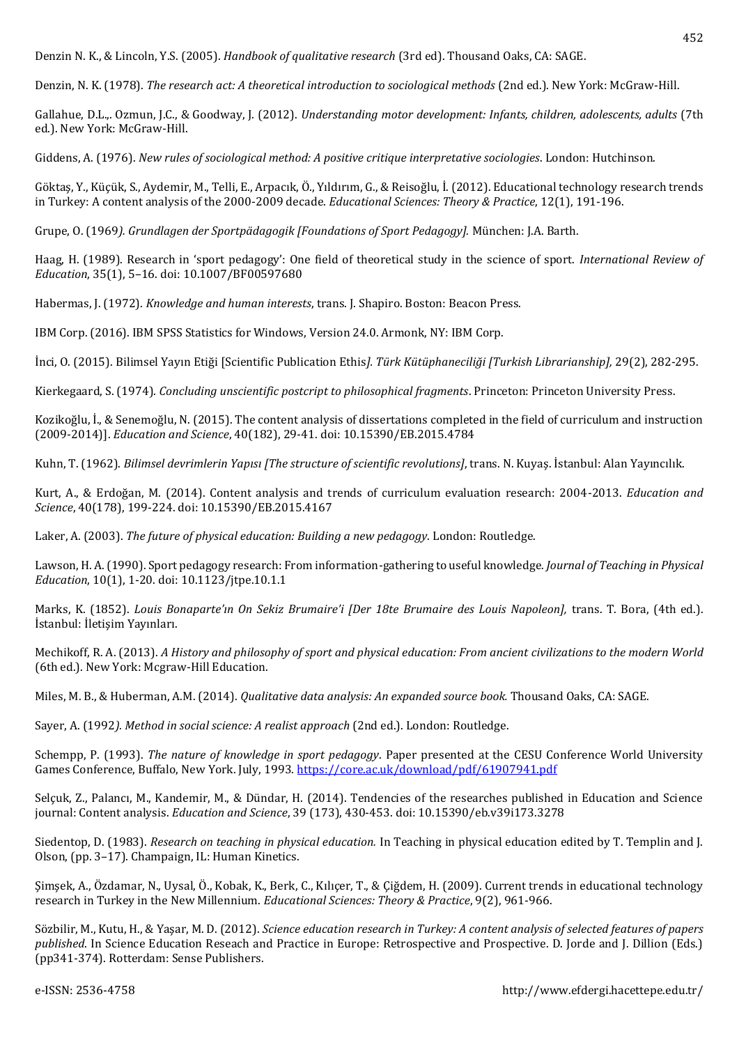Denzin N. K., & Lincoln, Y.S. (2005). *Handbook of qualitative research* (3rd ed). Thousand Oaks, CA: SAGE.

Denzin, N. K. (1978). *The research act: A theoretical introduction to sociological methods* (2nd ed.). New York: McGraw-Hill.

Gallahue, D.L.,. Ozmun, J.C., & Goodway, J. (2012). *Understanding motor development: Infants, children, adolescents, adults* (7th ed.). New York: McGraw-Hill.

Giddens, A. (1976). *New rules of sociological method: A positive critique interpretative sociologies*. London: Hutchinson.

Göktaş, Y., Küçük, S., Aydemir, M., Telli, E., Arpacık, Ö., Yıldırım, G., & Reisoğlu, İ. (2012). Educational technology research trends in Turkey: A content analysis of the 2000-2009 decade. *Educational Sciences: Theory & Practice*, 12(1), 191-196.

Grupe, O. (1969*). Grundlagen der Sportpädagogik [Foundations of Sport Pedagogy].* München: J.A. Barth.

Haag, H. (1989). Research in 'sport pedagogy': One field of theoretical study in the science of sport. *International Review of Education*, 35(1), 5–16. doi: 10.1007/BF00597680

Habermas, J. (1972). *Knowledge and human interests*, trans. J. Shapiro. Boston: Beacon Press.

IBM Corp. (2016). IBM SPSS Statistics for Windows, Version 24.0. Armonk, NY: IBM Corp.

İnci, O. (2015). Bilimsel Yayın Etiği [Scientific Publication Ethis*]. Türk Kütüphaneciliği [Turkish Librarianship],* 29(2), 282-295.

Kierkegaard, S. (1974). *Concluding unscientific postcript to philosophical fragments*. Princeton: Princeton University Press.

Kozikoğlu, İ., & Senemoğlu, N. (2015). The content analysis of dissertations completed in the field of curriculum and instruction (2009-2014)]. *Education and Science*, 40(182), 29-41. doi: 10.15390/EB.2015.4784

Kuhn, T. (1962). *Bilimsel devrimlerin Yapısı [The structure of scientific revolutions]*, trans. N. Kuyaş. İstanbul: Alan Yayıncılık.

Kurt, A., & Erdoğan, M. (2014). Content analysis and trends of curriculum evaluation research: 2004-2013. *Education and Science*, 40(178), 199-224. doi: 10.15390/EB.2015.4167

Laker, A. (2003). *The future of physical education: Building a new pedagogy*. London: Routledge.

Lawson, H. A. (1990). Sport pedagogy research: From information-gathering to useful knowledge*. Journal of Teaching in Physical Education*, 10(1), 1-20. doi: 10.1123/jtpe.10.1.1

Marks, K. (1852). *Louis Bonaparte'ın On Sekiz Brumaire'i [Der 18te Brumaire des Louis Napoleon],* trans. T. Bora, (4th ed.). İstanbul: İletişim Yayınları.

Mechikoff, R. A. (2013). *A History and philosophy of sport and physical education: From ancient civilizations to the modern World* (6th ed.). New York: Mcgraw-Hill Education.

Miles, M. B., & Huberman, A.M. (2014). *Qualitative data analysis: An expanded source book.* Thousand Oaks, CA: SAGE.

Sayer, A. (1992*). Method in social science: A realist approach* (2nd ed.). London: Routledge.

Schempp, P. (1993). *The nature of knowledge in sport pedagogy*. Paper presented at the CESU Conference World University Games Conference, Buffalo, New York. July, 1993. https://core.ac.uk/download/pdf/61907941.pdf

Selçuk, Z., Palancı, M., Kandemir, M., & Dündar, H. (2014). Tendencies of the researches published in Education and Science journal: Content analysis. *Education and Science*, 39 (173), 430-453. doi: 10.15390/eb.v39i173.3278

Siedentop, D. (1983). *Research on teaching in physical education.* In Teaching in physical education edited by T. Templin and J. Olson, (pp. 3–17). Champaign, IL: Human Kinetics.

Şimşek, A., Özdamar, N., Uysal, Ö., Kobak, K., Berk, C., Kılıçer, T., & Çiğdem, H. (2009). Current trends in educational technology research in Turkey in the New Millennium. *Educational Sciences: Theory & Practice*, 9(2), 961-966.

Sözbilir, M., Kutu, H., & Yaşar, M. D. (2012). *Science education research in Turkey: A content analysis of selected features of papers published*. In Science Education Reseach and Practice in Europe: Retrospective and Prospective. D. Jorde and J. Dillion (Eds.) (pp341-374). Rotterdam: Sense Publishers.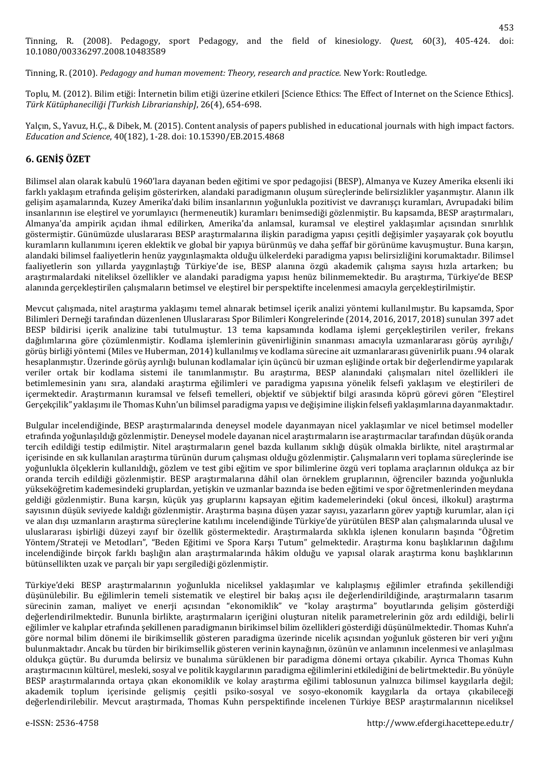Tinning, R. (2008). Pedagogy, sport Pedagogy, and the field of kinesiology. *Quest,* 60(3), 405-424. doi: 10.1080/00336297.2008.10483589

Tinning, R. (2010). *Pedagogy and human movement: Theory, research and practice.* New York: Routledge.

Toplu, M. (2012). Bilim etiği: İnternetin bilim etiği üzerine etkileri [Science Ethics: The Effect of Internet on the Science Ethics]. *Türk Kütüphaneciliği [Turkish Librarianship]*, 26(4), 654-698.

Yalçın, S., Yavuz, H.Ç., & Dibek, M. (2015). Content analysis of papers published in educational journals with high impact factors. *Education and Science*, 40(182), 1-28. doi: 10.15390/EB.2015.4868

## 6. GENİŞ ÖZET

Bilimsel alan olarak kabulü 1960'lara dayanan beden eğitimi ve spor pedagojisi (BESP), Almanya ve Kuzey Amerika eksenli iki farklı yaklaşım etrafında gelişim gösterirken, alandaki paradigmanın oluşum süreçlerinde belirsizlikler yaşanmıştır. Alanın ilk gelişim aşamalarında, Kuzey Amerika'daki bilim insanlarının yoğunlukla pozitivist ve davranışçı kuramları, Avrupadaki bilim insanlarının ise eleştirel ve yorumlayıcı (hermeneutik) kuramları benimsediği gözlenmiştir. Bu kapsamda, BESP araştırmaları, Almanya'da ampirik açıdan ihmal edilirken, Amerika'da anlamsal, kuramsal ve eleştirel yaklaşımlar açısından sınırlılık göstermiştir. Günümüzde uluslararası BESP araştırmalarına ilişkin paradigma yapısı çeşitli değişimler yaşayarak çok boyutlu kuramların kullanımını içeren eklektik ve global bir yapıya bürünmüş ve daha şeffaf bir görünüme kavuşmuştur. Buna karşın, alandaki bilimsel faaliyetlerin henüz yaygınlaşmakta olduğu ülkelerdeki paradigma yapısı belirsizliğini korumaktadır. Bilimsel faaliyetlerin son yıllarda yaygınlaştığı Türkiye'de ise, BESP alanına özgü akademik çalışma sayısı hızla artarken; bu araştırmalardaki niteliksel özellikler ve alandaki paradigma yapısı henüz bilinmemektedir. Bu araştırma, Türkiye'de BESP alanında gerçekleştirilen çalışmaların betimsel ve eleştirel bir perspektifte incelenmesi amacıyla gerçekleştirilmiştir.

Mevcut çalışmada, nitel araştırma yaklaşımı temel alınarak betimsel içerik analizi yöntemi kullanılmıştır. Bu kapsamda, Spor Bilimleri Derneği tarafından düzenlenen Uluslararası Spor Bilimleri Kongrelerinde (2014, 2016, 2017, 2018) sunulan 397 adet BESP bildirisi içerik analizine tabi tutulmuştur. 13 tema kapsamında kodlama işlemi gerçekleştirilen veriler, frekans dağılımlarına göre çözümlenmiştir. Kodlama işlemlerinin güvenirliğinin sınanması amacıyla uzmanlararası görüş ayrılığı/görüş birliği yöntemi (Miles ve Huberman, 2014) kullanılmış ve kodlama sürecine ait uzmanlararası güvenirlik puanı .94 olarak hesaplanmıştır. Üzerinde görüş ayrılığı bulunan kodlamalar için üçüncü bir uzman eşliğinde ortak bir değerlendirme yapılarak veriler ortak bir kodlama sistemi ile tanımlanmıştır. Bu araştırma, BESP alanındaki çalışmaları nitel özellikleri ile betimlemesinin yanı sıra, alandaki araştırma eğilimleri ve paradigma yapısına yönelik felsefi yaklaşım ve eleştirileri de içermektedir. Araştırmanın kuramsal ve felsefi temelleri, objektif ve sübjektif bilgi arasında köprü görevi gören "Eleştirel Gerçekçilik" yaklaşımı ile Thomas Kuhn'un bilimsel paradigma yapısı ve değişimine ilişkin felsefi yaklaşımlarına dayanmaktadır.

Bulgular incelendiğinde, BESP araştırmalarında deneysel modele dayanmayan nicel yaklaşımlar ve nicel betimsel modeller etrafında yoğunlaşıldığı gözlenmiştir. Deneysel modele dayanan nicel araştırmaların ise araştırmacılar tarafından düşük oranda tercih edildiği testip edilmiştir. Nitel araştırmaların genel bazda kullanım sıklığı düşük olmakla birlikte, nitel araştırmalar içerisinde en sık kullanılan araştırma türünün durum çalışması olduğu gözlenmiştir. Çalışmaların veri toplama süreçlerinde ise yoğunlukla ölçeklerin kullanıldığı, gözlem ve test gibi eğitim ve spor bilimlerine özgü veri toplama araçlarının oldukça az bir oranda tercih edildiği gözlenmiştir. BESP araştırmalarına dâhil olan örneklem gruplarının, öğrenciler bazında yoğunlukla yükseköğretim kademesindeki gruplardan, yetişkin ve uzmanlar bazında ise beden eğitimi ve spor öğretmenlerinden meydana geldiği gözlenmiştir. Buna karşın, küçük yaş gruplarını kapsayan eğitim kademelerindeki (okul öncesi, ilkokul) araştırma sayısının düşük seviyede kaldığı gözlenmiştir. Araştırma başına düşen yazar sayısı, yazarların görev yaptığı kurumlar, alan içi ve alan dışı uzmanların araştırma süreçlerine katılımı incelendiğinde Türkiye'de yürütülen BESP alan çalışmalarında ulusal ve uluslararası işbirliği düzeyi zayıf bir özellik göstermektedir. Araştırmalarda sıklıkla işlenen konuların başında "Öğretim Yöntem/Strateji ve Metodları", "Beden Eğitimi ve Spora Karşı Tutum" gelmektedir. Araştırma konu başlıklarının dağılımı incelendiğinde birçok farklı başlığın alan araştırmalarında hâkim olduğu ve yapısal olarak araştırma konu başlıklarının bütünsellikten uzak ve parçalı bir yapı sergilediği gözlenmiştir.

Türkiye'deki BESP araştırmalarının yoğunlukla niceliksel yaklaşımlar ve kalıplaşmış eğilimler etrafında şekillendiği düşünülebilir. Bu eğilimlerin temeli sistematik ve eleştirel bir bakış açısı ile değerlendirildiğinde, araştırmaların tasarım sürecinin zaman, maliyet ve enerji açısından "ekonomiklik" ve "kolay araştırma" boyutlarında gelişim gösterdiği değerlendirilmektedir. Bununla birlikte, araştırmaların içeriğini oluşturan nitelik parametrelerinin göz ardı edildiği, belirli eğilimler ve kalıplar etrafında şekillenen paradigmanın birikimsel bilim özellikleri gösterdiği düşünülmektedir. Thomas Kuhn'a göre normal bilim dönemi ile birikimsellik gösteren paradigma üzerinde nicelik açısından yoğunluk gösteren bir veri yığını bulunmaktadır. Ancak bu türden bir birikimsellik gösteren verinin kaynağının, özünün ve anlamının incelenmesi ve anlaşılması oldukça güçtür. Bu durumda belirsiz ve bunalıma sürüklenen bir paradigma dönemi ortaya çıkabilir. Ayrıca Thomas Kuhn araştırmacının kültürel, mesleki, sosyal ve politik kaygılarının paradigma eğilimlerini etkilediğini de belirtmektedir. Bu yönüyle BESP araştırmalarında ortaya çıkan ekonomiklik ve kolay araştırma eğilimi tablosunun yalnızca bilimsel kaygılarla değil; akademik toplum içerisinde gelişmiş çeşitli psiko-sosyal ve sosyo-ekonomik kaygılarla da ortaya çıkabileceği değerlendirilebilir. Mevcut araştırmada, Thomas Kuhn perspektifinde incelenen Türkiye BESP araştırmalarının niceliksel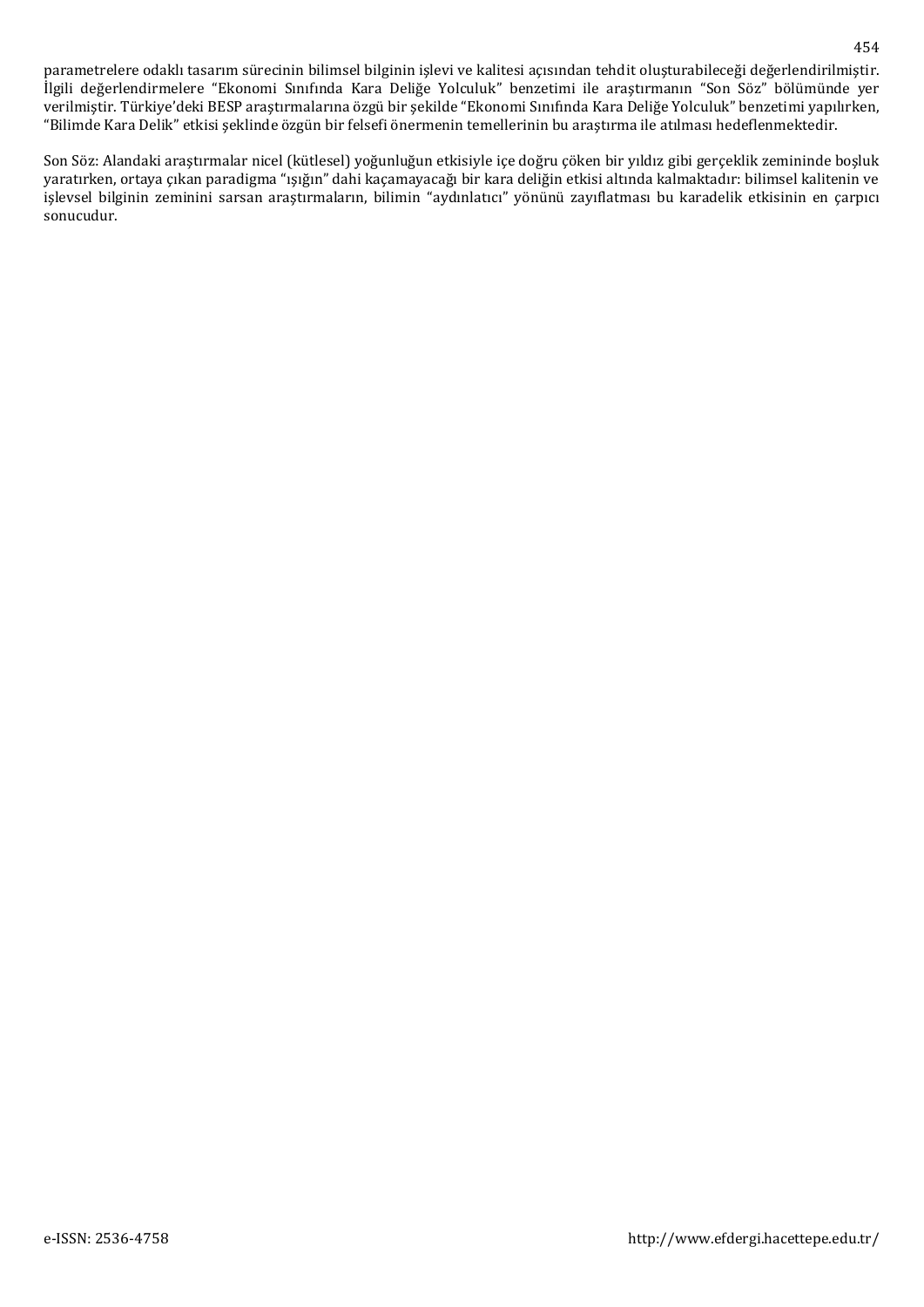parametrelere odaklı tasarım sürecinin bilimsel bilginin işlevi ve kalitesi açısından tehdit oluşturabileceği değerlendirilmiştir. İlgili değerlendirmelere "Ekonomi Sınıfında Kara Deliğe Yolculuk" benzetimi ile araştırmanın "Son Söz" bölümünde yer verilmiştir. Türkiye'deki BESP araştırmalarına özgü bir şekilde "Ekonomi Sınıfında Kara Deliğe Yolculuk" benzetimi yapılırken, "Bilimde Kara Delik" etkisi şeklinde özgün bir felsefi önermenin temellerinin bu araştırma ile atılması hedeflenmektedir.

Son Söz: Alandaki araştırmalar nicel (kütlesel) yoğunluğun etkisiyle içe doğru çöken bir yıldız gibi gerçeklik zemininde boşluk yaratırken, ortaya çıkan paradigma "ışığın" dahi kaçamayacağı bir kara deliğin etkisi altında kalmaktadır: bilimsel kalitenin ve işlevsel bilginin zeminini sarsan araştırmaların, bilimin "aydınlatıcı" yönünü zayıflatması bu karadelik etkisinin en çarpıcı sonucudur.